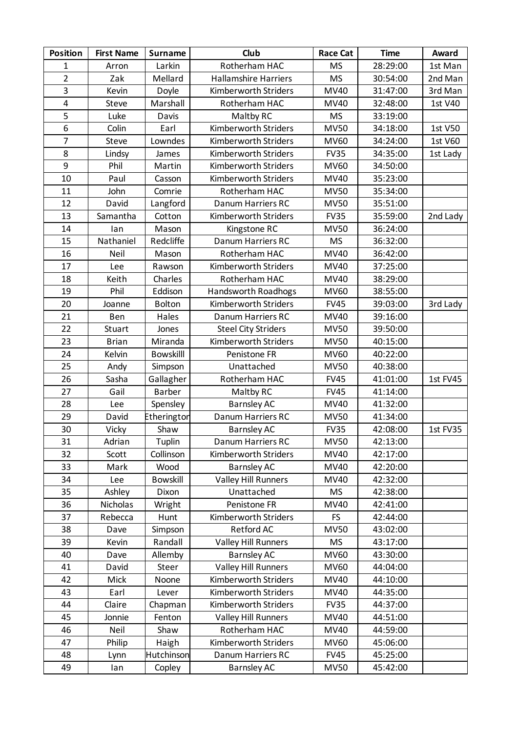| Position | First Name | Surname | Club | Race Cat | Time | Award |
|---|---|---|---|---|---|---|
| 1 | Arron | Larkin | Rotherham HAC | MS | 28:29:00 | 1st Man |
| 2 | Zak | Mellard | Hallamshire Harriers | MS | 30:54:00 | 2nd Man |
| 3 | Kevin | Doyle | Kimberworth Striders | MV40 | 31:47:00 | 3rd Man |
| 4 | Steve | Marshall | Rotherham HAC | MV40 | 32:48:00 | 1st V40 |
| 5 | Luke | Davis | Maltby RC | MS | 33:19:00 | |
| 6 | Colin | Earl | Kimberworth Striders | MV50 | 34:18:00 | 1st V50 |
| 7 | Steve | Lowndes | Kimberworth Striders | MV60 | 34:24:00 | 1st V60 |
| 8 | Lindsy | James | Kimberworth Striders | FV35 | 34:35:00 | 1st Lady |
| 9 | Phil | Martin | Kimberworth Striders | MV60 | 34:50:00 | |
| 10 | Paul | Casson | Kimberworth Striders | MV40 | 35:23:00 | |
| 11 | John | Comrie | Rotherham HAC | MV50 | 35:34:00 | |
| 12 | David | Langford | Danum Harriers RC | MV50 | 35:51:00 | |
| 13 | Samantha | Cotton | Kimberworth Striders | FV35 | 35:59:00 | 2nd Lady |
| 14 | Ian | Mason | Kingstone RC | MV50 | 36:24:00 | |
| 15 | Nathaniel | Redcliffe | Danum Harriers RC | MS | 36:32:00 | |
| 16 | Neil | Mason | Rotherham HAC | MV40 | 36:42:00 | |
| 17 | Lee | Rawson | Kimberworth Striders | MV40 | 37:25:00 | |
| 18 | Keith | Charles | Rotherham HAC | MV40 | 38:29:00 | |
| 19 | Phil | Eddison | Handsworth Roadhogs | MV60 | 38:55:00 | |
| 20 | Joanne | Bolton | Kimberworth Striders | FV45 | 39:03:00 | 3rd Lady |
| 21 | Ben | Hales | Danum Harriers RC | MV40 | 39:16:00 | |
| 22 | Stuart | Jones | Steel City Striders | MV50 | 39:50:00 | |
| 23 | Brian | Miranda | Kimberworth Striders | MV50 | 40:15:00 | |
| 24 | Kelvin | Bowskilll | Penistone FR | MV60 | 40:22:00 | |
| 25 | Andy | Simpson | Unattached | MV50 | 40:38:00 | |
| 26 | Sasha | Gallagher | Rotherham HAC | FV45 | 41:01:00 | 1st FV45 |
| 27 | Gail | Barber | Maltby RC | FV45 | 41:14:00 | |
| 28 | Lee | Spensley | Barnsley AC | MV40 | 41:32:00 | |
| 29 | David | Etherington | Danum Harriers RC | MV50 | 41:34:00 | |
| 30 | Vicky | Shaw | Barnsley AC | FV35 | 42:08:00 | 1st FV35 |
| 31 | Adrian | Tuplin | Danum Harriers RC | MV50 | 42:13:00 | |
| 32 | Scott | Collinson | Kimberworth Striders | MV40 | 42:17:00 | |
| 33 | Mark | Wood | Barnsley AC | MV40 | 42:20:00 | |
| 34 | Lee | Bowskill | Valley Hill Runners | MV40 | 42:32:00 | |
| 35 | Ashley | Dixon | Unattached | MS | 42:38:00 | |
| 36 | Nicholas | Wright | Penistone FR | MV40 | 42:41:00 | |
| 37 | Rebecca | Hunt | Kimberworth Striders | FS | 42:44:00 | |
| 38 | Dave | Simpson | Retford AC | MV50 | 43:02:00 | |
| 39 | Kevin | Randall | Valley Hill Runners | MS | 43:17:00 | |
| 40 | Dave | Allemby | Barnsley AC | MV60 | 43:30:00 | |
| 41 | David | Steer | Valley Hill Runners | MV60 | 44:04:00 | |
| 42 | Mick | Noone | Kimberworth Striders | MV40 | 44:10:00 | |
| 43 | Earl | Lever | Kimberworth Striders | MV40 | 44:35:00 | |
| 44 | Claire | Chapman | Kimberworth Striders | FV35 | 44:37:00 | |
| 45 | Jonnie | Fenton | Valley Hill Runners | MV40 | 44:51:00 | |
| 46 | Neil | Shaw | Rotherham HAC | MV40 | 44:59:00 | |
| 47 | Philip | Haigh | Kimberworth Striders | MV60 | 45:06:00 | |
| 48 | Lynn | Hutchinson | Danum Harriers RC | FV45 | 45:25:00 | |
| 49 | Ian | Copley | Barnsley AC | MV50 | 45:42:00 | |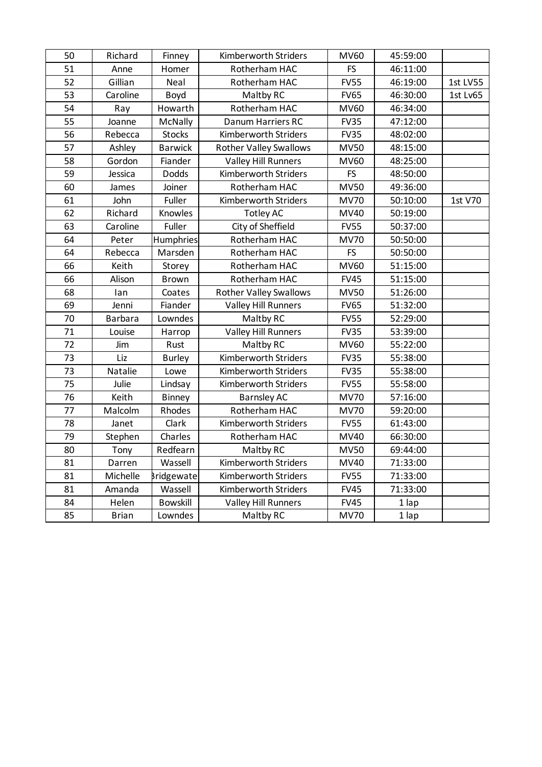| | | | | | | |
|---|---|---|---|---|---|---|
| 50 | Richard | Finney | Kimberworth Striders | MV60 | 45:59:00 | |
| 51 | Anne | Homer | Rotherham HAC | FS | 46:11:00 | |
| 52 | Gillian | Neal | Rotherham HAC | FV55 | 46:19:00 | 1st LV55 |
| 53 | Caroline | Boyd | Maltby RC | FV65 | 46:30:00 | 1st Lv65 |
| 54 | Ray | Howarth | Rotherham HAC | MV60 | 46:34:00 | |
| 55 | Joanne | McNally | Danum Harriers RC | FV35 | 47:12:00 | |
| 56 | Rebecca | Stocks | Kimberworth Striders | FV35 | 48:02:00 | |
| 57 | Ashley | Barwick | Rother Valley Swallows | MV50 | 48:15:00 | |
| 58 | Gordon | Fiander | Valley Hill Runners | MV60 | 48:25:00 | |
| 59 | Jessica | Dodds | Kimberworth Striders | FS | 48:50:00 | |
| 60 | James | Joiner | Rotherham HAC | MV50 | 49:36:00 | |
| 61 | John | Fuller | Kimberworth Striders | MV70 | 50:10:00 | 1st V70 |
| 62 | Richard | Knowles | Totley AC | MV40 | 50:19:00 | |
| 63 | Caroline | Fuller | City of Sheffield | FV55 | 50:37:00 | |
| 64 | Peter | Humphries | Rotherham HAC | MV70 | 50:50:00 | |
| 64 | Rebecca | Marsden | Rotherham HAC | FS | 50:50:00 | |
| 66 | Keith | Storey | Rotherham HAC | MV60 | 51:15:00 | |
| 66 | Alison | Brown | Rotherham HAC | FV45 | 51:15:00 | |
| 68 | Ian | Coates | Rother Valley Swallows | MV50 | 51:26:00 | |
| 69 | Jenni | Fiander | Valley Hill Runners | FV65 | 51:32:00 | |
| 70 | Barbara | Lowndes | Maltby RC | FV55 | 52:29:00 | |
| 71 | Louise | Harrop | Valley Hill Runners | FV35 | 53:39:00 | |
| 72 | Jim | Rust | Maltby RC | MV60 | 55:22:00 | |
| 73 | Liz | Burley | Kimberworth Striders | FV35 | 55:38:00 | |
| 73 | Natalie | Lowe | Kimberworth Striders | FV35 | 55:38:00 | |
| 75 | Julie | Lindsay | Kimberworth Striders | FV55 | 55:58:00 | |
| 76 | Keith | Binney | Barnsley AC | MV70 | 57:16:00 | |
| 77 | Malcolm | Rhodes | Rotherham HAC | MV70 | 59:20:00 | |
| 78 | Janet | Clark | Kimberworth Striders | FV55 | 61:43:00 | |
| 79 | Stephen | Charles | Rotherham HAC | MV40 | 66:30:00 | |
| 80 | Tony | Redfearn | Maltby RC | MV50 | 69:44:00 | |
| 81 | Darren | Wassell | Kimberworth Striders | MV40 | 71:33:00 | |
| 81 | Michelle | Bridgewate | Kimberworth Striders | FV55 | 71:33:00 | |
| 81 | Amanda | Wassell | Kimberworth Striders | FV45 | 71:33:00 | |
| 84 | Helen | Bowskill | Valley Hill Runners | FV45 | 1 lap | |
| 85 | Brian | Lowndes | Maltby RC | MV70 | 1 lap | |